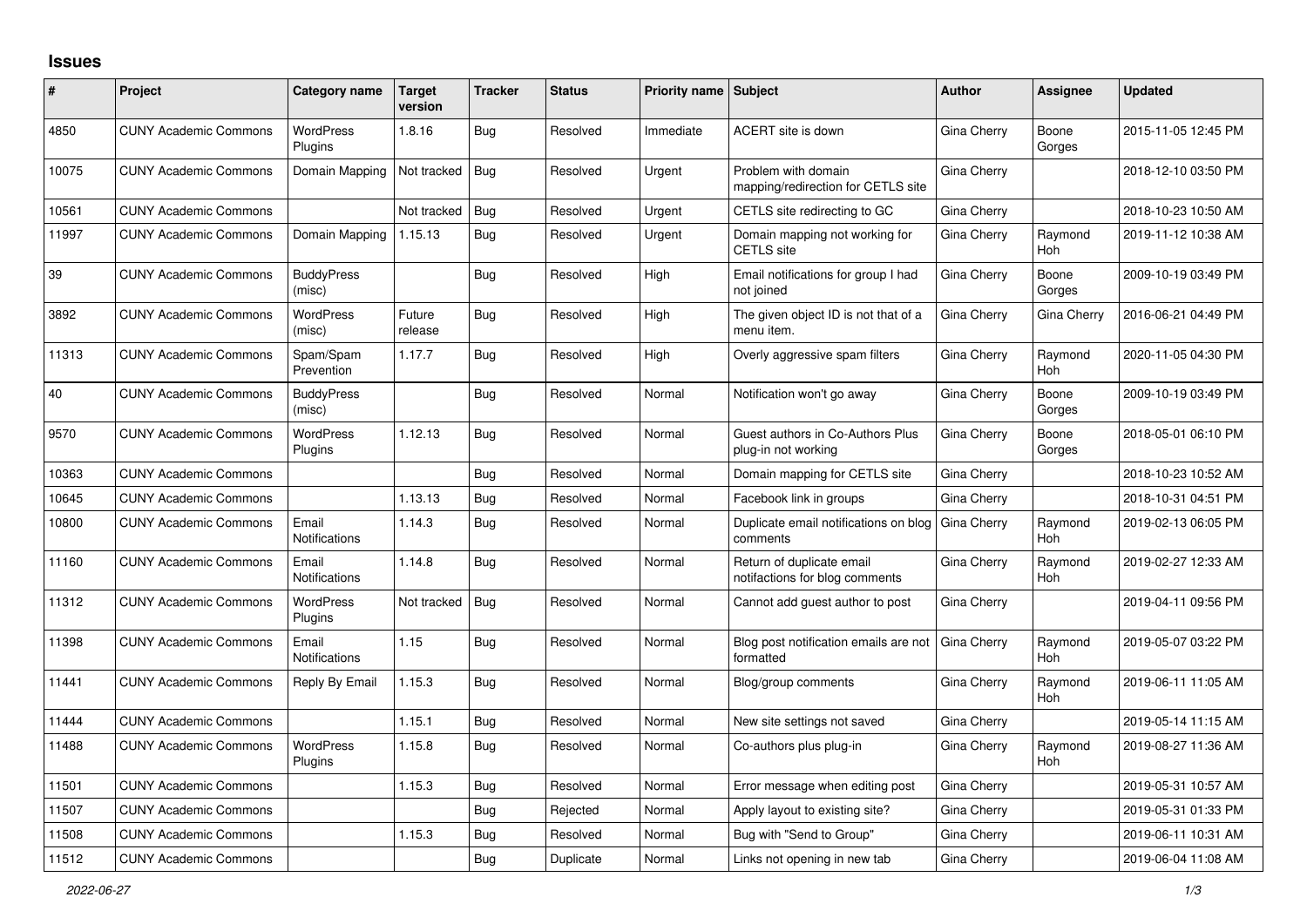## Issues

| # | Project | Category name | Target version | Tracker | Status | Priority name | Subject | Author | Assignee | Updated |
|---|---|---|---|---|---|---|---|---|---|---|
| 4850 | CUNY Academic Commons | WordPress Plugins | 1.8.16 | Bug | Resolved | Immediate | ACERT site is down | Gina Cherry | Boone Gorges | 2015-11-05 12:45 PM |
| 10075 | CUNY Academic Commons | Domain Mapping | Not tracked | Bug | Resolved | Urgent | Problem with domain mapping/redirection for CETLS site | Gina Cherry | | 2018-12-10 03:50 PM |
| 10561 | CUNY Academic Commons | | Not tracked | Bug | Resolved | Urgent | CETLS site redirecting to GC | Gina Cherry | | 2018-10-23 10:50 AM |
| 11997 | CUNY Academic Commons | Domain Mapping | 1.15.13 | Bug | Resolved | Urgent | Domain mapping not working for CETLS site | Gina Cherry | Raymond Hoh | 2019-11-12 10:38 AM |
| 39 | CUNY Academic Commons | BuddyPress (misc) | | Bug | Resolved | High | Email notifications for group I had not joined | Gina Cherry | Boone Gorges | 2009-10-19 03:49 PM |
| 3892 | CUNY Academic Commons | WordPress (misc) | Future release | Bug | Resolved | High | The given object ID is not that of a menu item. | Gina Cherry | Gina Cherry | 2016-06-21 04:49 PM |
| 11313 | CUNY Academic Commons | Spam/Spam Prevention | 1.17.7 | Bug | Resolved | High | Overly aggressive spam filters | Gina Cherry | Raymond Hoh | 2020-11-05 04:30 PM |
| 40 | CUNY Academic Commons | BuddyPress (misc) | | Bug | Resolved | Normal | Notification won't go away | Gina Cherry | Boone Gorges | 2009-10-19 03:49 PM |
| 9570 | CUNY Academic Commons | WordPress Plugins | 1.12.13 | Bug | Resolved | Normal | Guest authors in Co-Authors Plus plug-in not working | Gina Cherry | Boone Gorges | 2018-05-01 06:10 PM |
| 10363 | CUNY Academic Commons | | | Bug | Resolved | Normal | Domain mapping for CETLS site | Gina Cherry | | 2018-10-23 10:52 AM |
| 10645 | CUNY Academic Commons | | 1.13.13 | Bug | Resolved | Normal | Facebook link in groups | Gina Cherry | | 2018-10-31 04:51 PM |
| 10800 | CUNY Academic Commons | Email Notifications | 1.14.3 | Bug | Resolved | Normal | Duplicate email notifications on blog comments | Gina Cherry | Raymond Hoh | 2019-02-13 06:05 PM |
| 11160 | CUNY Academic Commons | Email Notifications | 1.14.8 | Bug | Resolved | Normal | Return of duplicate email notifactions for blog comments | Gina Cherry | Raymond Hoh | 2019-02-27 12:33 AM |
| 11312 | CUNY Academic Commons | WordPress Plugins | Not tracked | Bug | Resolved | Normal | Cannot add guest author to post | Gina Cherry | | 2019-04-11 09:56 PM |
| 11398 | CUNY Academic Commons | Email Notifications | 1.15 | Bug | Resolved | Normal | Blog post notification emails are not formatted | Gina Cherry | Raymond Hoh | 2019-05-07 03:22 PM |
| 11441 | CUNY Academic Commons | Reply By Email | 1.15.3 | Bug | Resolved | Normal | Blog/group comments | Gina Cherry | Raymond Hoh | 2019-06-11 11:05 AM |
| 11444 | CUNY Academic Commons | | 1.15.1 | Bug | Resolved | Normal | New site settings not saved | Gina Cherry | | 2019-05-14 11:15 AM |
| 11488 | CUNY Academic Commons | WordPress Plugins | 1.15.8 | Bug | Resolved | Normal | Co-authors plus plug-in | Gina Cherry | Raymond Hoh | 2019-08-27 11:36 AM |
| 11501 | CUNY Academic Commons | | 1.15.3 | Bug | Resolved | Normal | Error message when editing post | Gina Cherry | | 2019-05-31 10:57 AM |
| 11507 | CUNY Academic Commons | | | Bug | Rejected | Normal | Apply layout to existing site? | Gina Cherry | | 2019-05-31 01:33 PM |
| 11508 | CUNY Academic Commons | | 1.15.3 | Bug | Resolved | Normal | Bug with "Send to Group" | Gina Cherry | | 2019-06-11 10:31 AM |
| 11512 | CUNY Academic Commons | | | Bug | Duplicate | Normal | Links not opening in new tab | Gina Cherry | | 2019-06-04 11:08 AM |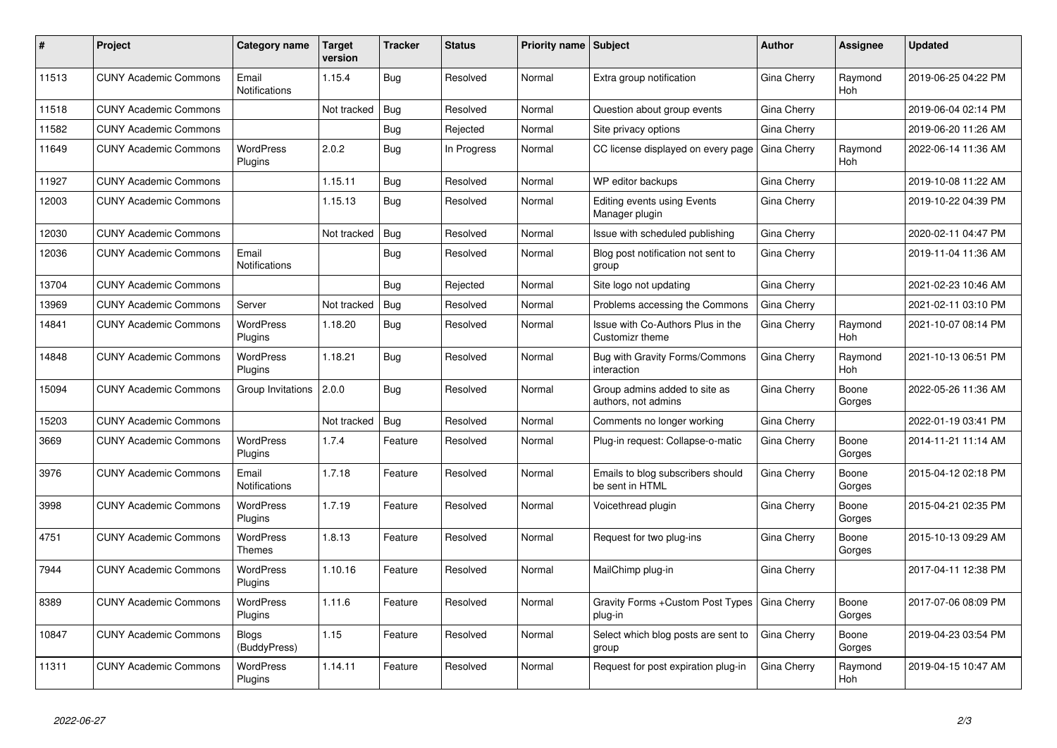| # | Project | Category name | Target version | Tracker | Status | Priority name | Subject | Author | Assignee | Updated |
|---|---|---|---|---|---|---|---|---|---|---|
| 11513 | CUNY Academic Commons | Email Notifications | 1.15.4 | Bug | Resolved | Normal | Extra group notification | Gina Cherry | Raymond Hoh | 2019-06-25 04:22 PM |
| 11518 | CUNY Academic Commons | | Not tracked | Bug | Resolved | Normal | Question about group events | Gina Cherry | | 2019-06-04 02:14 PM |
| 11582 | CUNY Academic Commons | | | Bug | Rejected | Normal | Site privacy options | Gina Cherry | | 2019-06-20 11:26 AM |
| 11649 | CUNY Academic Commons | WordPress Plugins | 2.0.2 | Bug | In Progress | Normal | CC license displayed on every page | Gina Cherry | Raymond Hoh | 2022-06-14 11:36 AM |
| 11927 | CUNY Academic Commons | | 1.15.11 | Bug | Resolved | Normal | WP editor backups | Gina Cherry | | 2019-10-08 11:22 AM |
| 12003 | CUNY Academic Commons | | 1.15.13 | Bug | Resolved | Normal | Editing events using Events Manager plugin | Gina Cherry | | 2019-10-22 04:39 PM |
| 12030 | CUNY Academic Commons | | Not tracked | Bug | Resolved | Normal | Issue with scheduled publishing | Gina Cherry | | 2020-02-11 04:47 PM |
| 12036 | CUNY Academic Commons | Email Notifications | | Bug | Resolved | Normal | Blog post notification not sent to group | Gina Cherry | | 2019-11-04 11:36 AM |
| 13704 | CUNY Academic Commons | | | Bug | Rejected | Normal | Site logo not updating | Gina Cherry | | 2021-02-23 10:46 AM |
| 13969 | CUNY Academic Commons | Server | Not tracked | Bug | Resolved | Normal | Problems accessing the Commons | Gina Cherry | | 2021-02-11 03:10 PM |
| 14841 | CUNY Academic Commons | WordPress Plugins | 1.18.20 | Bug | Resolved | Normal | Issue with Co-Authors Plus in the Customizr theme | Gina Cherry | Raymond Hoh | 2021-10-07 08:14 PM |
| 14848 | CUNY Academic Commons | WordPress Plugins | 1.18.21 | Bug | Resolved | Normal | Bug with Gravity Forms/Commons interaction | Gina Cherry | Raymond Hoh | 2021-10-13 06:51 PM |
| 15094 | CUNY Academic Commons | Group Invitations | 2.0.0 | Bug | Resolved | Normal | Group admins added to site as authors, not admins | Gina Cherry | Boone Gorges | 2022-05-26 11:36 AM |
| 15203 | CUNY Academic Commons | | Not tracked | Bug | Resolved | Normal | Comments no longer working | Gina Cherry | | 2022-01-19 03:41 PM |
| 3669 | CUNY Academic Commons | WordPress Plugins | 1.7.4 | Feature | Resolved | Normal | Plug-in request: Collapse-o-matic | Gina Cherry | Boone Gorges | 2014-11-21 11:14 AM |
| 3976 | CUNY Academic Commons | Email Notifications | 1.7.18 | Feature | Resolved | Normal | Emails to blog subscribers should be sent in HTML | Gina Cherry | Boone Gorges | 2015-04-12 02:18 PM |
| 3998 | CUNY Academic Commons | WordPress Plugins | 1.7.19 | Feature | Resolved | Normal | Voicethread plugin | Gina Cherry | Boone Gorges | 2015-04-21 02:35 PM |
| 4751 | CUNY Academic Commons | WordPress Themes | 1.8.13 | Feature | Resolved | Normal | Request for two plug-ins | Gina Cherry | Boone Gorges | 2015-10-13 09:29 AM |
| 7944 | CUNY Academic Commons | WordPress Plugins | 1.10.16 | Feature | Resolved | Normal | MailChimp plug-in | Gina Cherry | | 2017-04-11 12:38 PM |
| 8389 | CUNY Academic Commons | WordPress Plugins | 1.11.6 | Feature | Resolved | Normal | Gravity Forms +Custom Post Types plug-in | Gina Cherry | Boone Gorges | 2017-07-06 08:09 PM |
| 10847 | CUNY Academic Commons | Blogs (BuddyPress) | 1.15 | Feature | Resolved | Normal | Select which blog posts are sent to group | Gina Cherry | Boone Gorges | 2019-04-23 03:54 PM |
| 11311 | CUNY Academic Commons | WordPress Plugins | 1.14.11 | Feature | Resolved | Normal | Request for post expiration plug-in | Gina Cherry | Raymond Hoh | 2019-04-15 10:47 AM |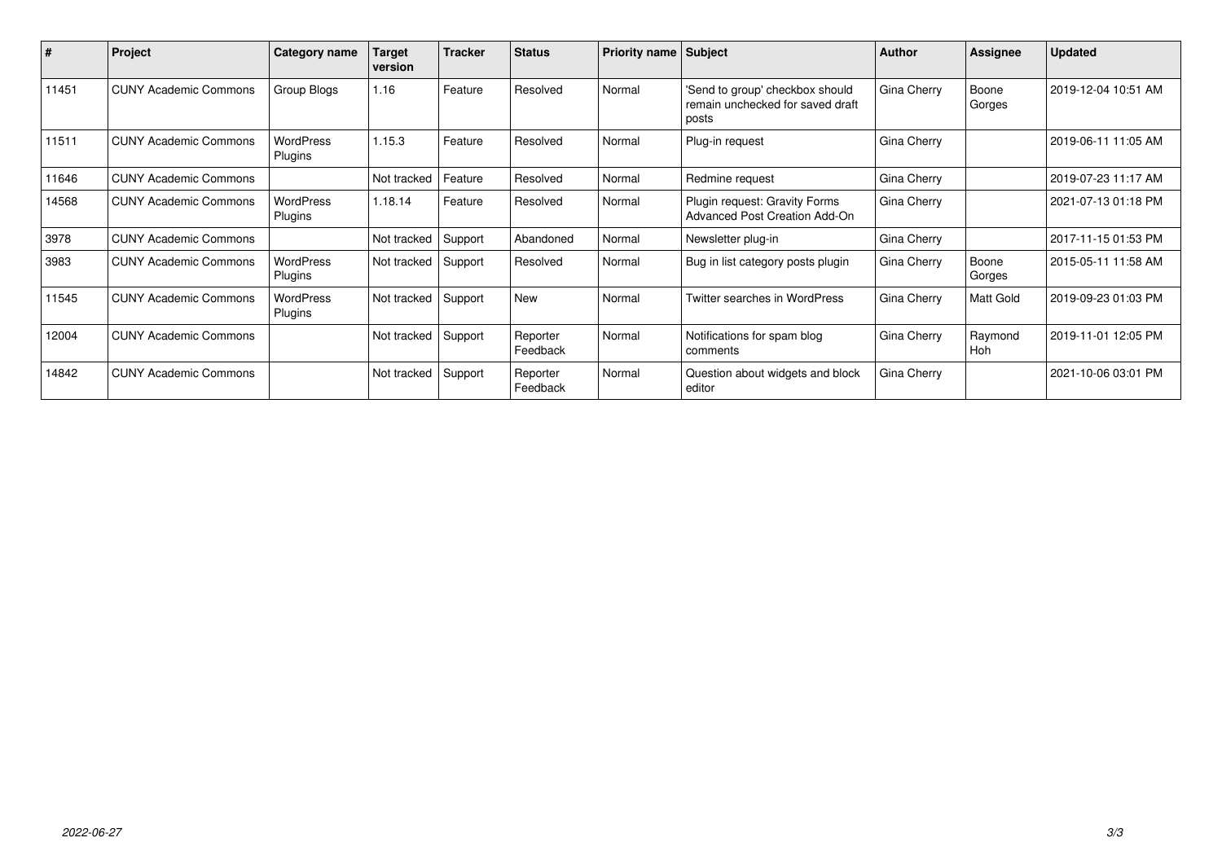| # | Project | Category name | Target version | Tracker | Status | Priority name | Subject | Author | Assignee | Updated |
|---|---|---|---|---|---|---|---|---|---|---|
| 11451 | CUNY Academic Commons | Group Blogs | 1.16 | Feature | Resolved | Normal | 'Send to group' checkbox should remain unchecked for saved draft posts | Gina Cherry | Boone Gorges | 2019-12-04 10:51 AM |
| 11511 | CUNY Academic Commons | WordPress Plugins | 1.15.3 | Feature | Resolved | Normal | Plug-in request | Gina Cherry | | 2019-06-11 11:05 AM |
| 11646 | CUNY Academic Commons | | Not tracked | Feature | Resolved | Normal | Redmine request | Gina Cherry | | 2019-07-23 11:17 AM |
| 14568 | CUNY Academic Commons | WordPress Plugins | 1.18.14 | Feature | Resolved | Normal | Plugin request: Gravity Forms Advanced Post Creation Add-On | Gina Cherry | | 2021-07-13 01:18 PM |
| 3978 | CUNY Academic Commons | | Not tracked | Support | Abandoned | Normal | Newsletter plug-in | Gina Cherry | | 2017-11-15 01:53 PM |
| 3983 | CUNY Academic Commons | WordPress Plugins | Not tracked | Support | Resolved | Normal | Bug in list category posts plugin | Gina Cherry | Boone Gorges | 2015-05-11 11:58 AM |
| 11545 | CUNY Academic Commons | WordPress Plugins | Not tracked | Support | New | Normal | Twitter searches in WordPress | Gina Cherry | Matt Gold | 2019-09-23 01:03 PM |
| 12004 | CUNY Academic Commons | | Not tracked | Support | Reporter Feedback | Normal | Notifications for spam blog comments | Gina Cherry | Raymond Hoh | 2019-11-01 12:05 PM |
| 14842 | CUNY Academic Commons | | Not tracked | Support | Reporter Feedback | Normal | Question about widgets and block editor | Gina Cherry | | 2021-10-06 03:01 PM |